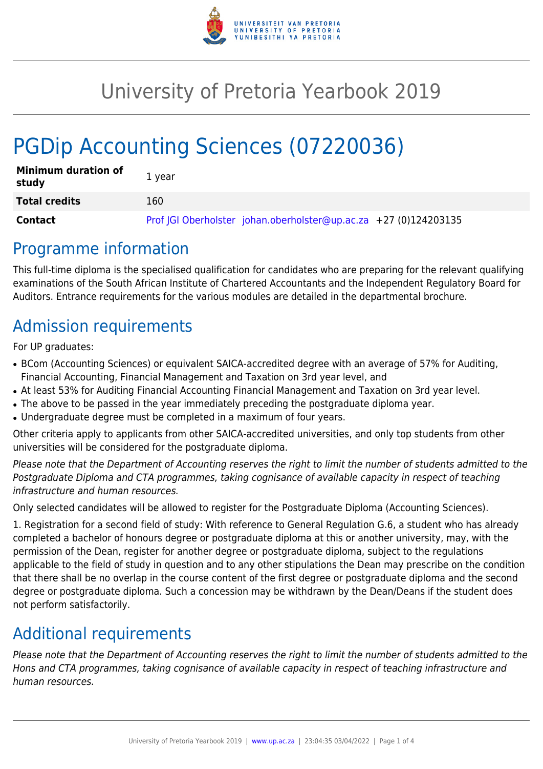# University of Pretoria Yearbook 2019

# PGDip Accounting Sciences (07220036)

| | |
|---|---|
| **Minimum duration of study** | 1 year |
| **Total credits** | 160 |
| **Contact** | Prof JGI Oberholster johan.oberholster@up.ac.za +27 (0)124203135 |

## Programme information

This full-time diploma is the specialised qualification for candidates who are preparing for the relevant qualifying examinations of the South African Institute of Chartered Accountants and the Independent Regulatory Board for Auditors. Entrance requirements for the various modules are detailed in the departmental brochure.

## Admission requirements

For UP graduates:

- BCom (Accounting Sciences) or equivalent SAICA-accredited degree with an average of 57% for Auditing, Financial Accounting, Financial Management and Taxation on 3rd year level, and
- At least 53% for Auditing Financial Accounting Financial Management and Taxation on 3rd year level.
- The above to be passed in the year immediately preceding the postgraduate diploma year.
- Undergraduate degree must be completed in a maximum of four years.

Other criteria apply to applicants from other SAICA-accredited universities, and only top students from other universities will be considered for the postgraduate diploma.

*Please note that the Department of Accounting reserves the right to limit the number of students admitted to the Postgraduate Diploma and CTA programmes, taking cognisance of available capacity in respect of teaching infrastructure and human resources.*

Only selected candidates will be allowed to register for the Postgraduate Diploma (Accounting Sciences).

1. Registration for a second field of study: With reference to General Regulation G.6, a student who has already completed a bachelor of honours degree or postgraduate diploma at this or another university, may, with the permission of the Dean, register for another degree or postgraduate diploma, subject to the regulations applicable to the field of study in question and to any other stipulations the Dean may prescribe on the condition that there shall be no overlap in the course content of the first degree or postgraduate diploma and the second degree or postgraduate diploma. Such a concession may be withdrawn by the Dean/Deans if the student does not perform satisfactorily.

## Additional requirements

*Please note that the Department of Accounting reserves the right to limit the number of students admitted to the Hons and CTA programmes, taking cognisance of available capacity in respect of teaching infrastructure and human resources.*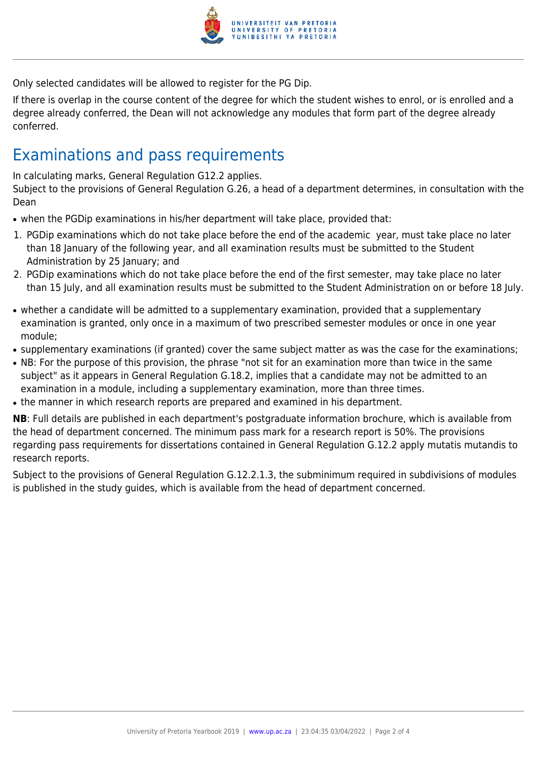Only selected candidates will be allowed to register for the PG Dip.

If there is overlap in the course content of the degree for which the student wishes to enrol, or is enrolled and a degree already conferred, the Dean will not acknowledge any modules that form part of the degree already conferred.

## Examinations and pass requirements

In calculating marks, General Regulation G12.2 applies.
Subject to the provisions of General Regulation G.26, a head of a department determines, in consultation with the Dean

- when the PGDip examinations in his/her department will take place, provided that:

1. PGDip examinations which do not take place before the end of the academic year, must take place no later than 18 January of the following year, and all examination results must be submitted to the Student Administration by 25 January; and
2. PGDip examinations which do not take place before the end of the first semester, may take place no later than 15 July, and all examination results must be submitted to the Student Administration on or before 18 July.

- whether a candidate will be admitted to a supplementary examination, provided that a supplementary examination is granted, only once in a maximum of two prescribed semester modules or once in one year module;
- supplementary examinations (if granted) cover the same subject matter as was the case for the examinations;
- NB: For the purpose of this provision, the phrase "not sit for an examination more than twice in the same subject" as it appears in General Regulation G.18.2, implies that a candidate may not be admitted to an examination in a module, including a supplementary examination, more than three times.
- the manner in which research reports are prepared and examined in his department.

**NB**: Full details are published in each department's postgraduate information brochure, which is available from the head of department concerned. The minimum pass mark for a research report is 50%. The provisions regarding pass requirements for dissertations contained in General Regulation G.12.2 apply mutatis mutandis to research reports.

Subject to the provisions of General Regulation G.12.2.1.3, the subminimum required in subdivisions of modules is published in the study guides, which is available from the head of department concerned.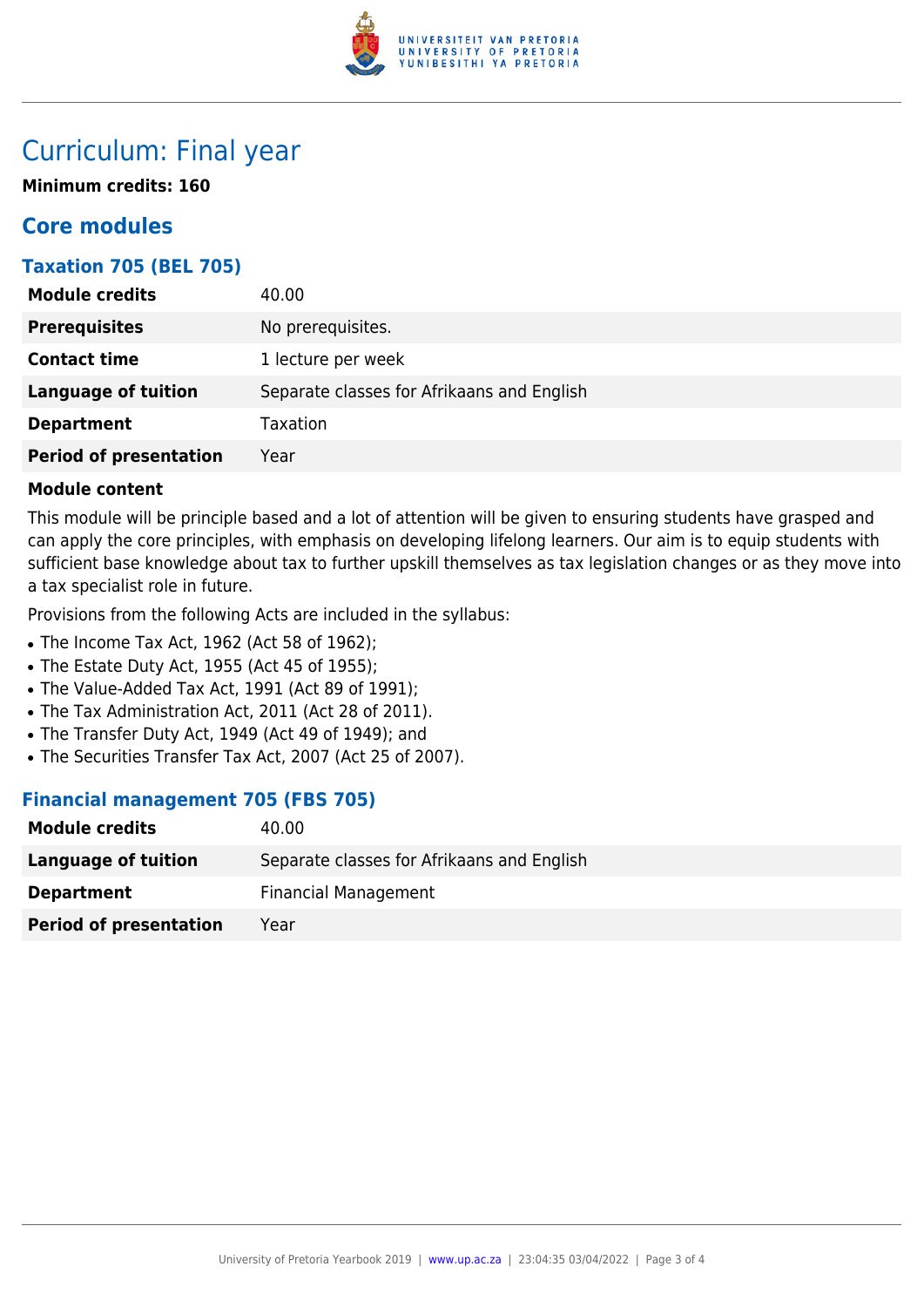# Curriculum: Final year

**Minimum credits: 160**

## Core modules

### Taxation 705 (BEL 705)

| | |
|---|---|
| **Module credits** | 40.00 |
| **Prerequisites** | No prerequisites. |
| **Contact time** | 1 lecture per week |
| **Language of tuition** | Separate classes for Afrikaans and English |
| **Department** | Taxation |
| **Period of presentation** | Year |

**Module content**

This module will be principle based and a lot of attention will be given to ensuring students have grasped and can apply the core principles, with emphasis on developing lifelong learners. Our aim is to equip students with sufficient base knowledge about tax to further upskill themselves as tax legislation changes or as they move into a tax specialist role in future.

Provisions from the following Acts are included in the syllabus:

- The Income Tax Act, 1962 (Act 58 of 1962);
- The Estate Duty Act, 1955 (Act 45 of 1955);
- The Value-Added Tax Act, 1991 (Act 89 of 1991);
- The Tax Administration Act, 2011 (Act 28 of 2011).
- The Transfer Duty Act, 1949 (Act 49 of 1949); and
- The Securities Transfer Tax Act, 2007 (Act 25 of 2007).

### Financial management 705 (FBS 705)

| | |
|---|---|
| **Module credits** | 40.00 |
| **Language of tuition** | Separate classes for Afrikaans and English |
| **Department** | Financial Management |
| **Period of presentation** | Year |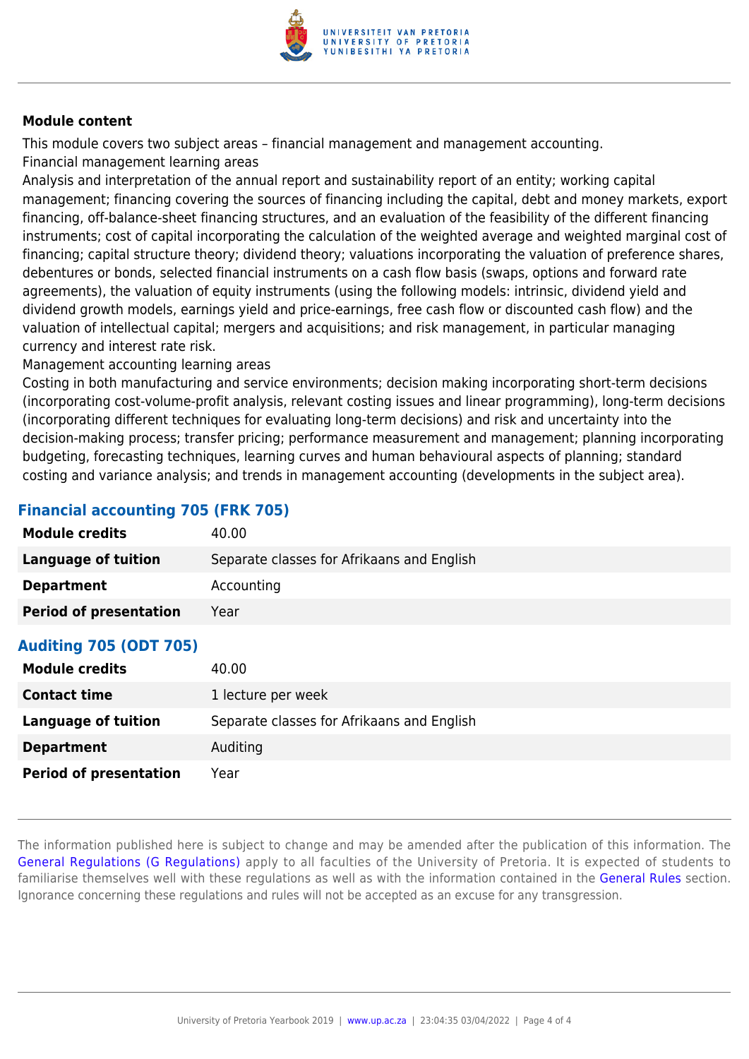**Module content**

This module covers two subject areas – financial management and management accounting.

Financial management learning areas

Analysis and interpretation of the annual report and sustainability report of an entity; working capital management; financing covering the sources of financing including the capital, debt and money markets, export financing, off-balance-sheet financing structures, and an evaluation of the feasibility of the different financing instruments; cost of capital incorporating the calculation of the weighted average and weighted marginal cost of financing; capital structure theory; dividend theory; valuations incorporating the valuation of preference shares, debentures or bonds, selected financial instruments on a cash flow basis (swaps, options and forward rate agreements), the valuation of equity instruments (using the following models: intrinsic, dividend yield and dividend growth models, earnings yield and price-earnings, free cash flow or discounted cash flow) and the valuation of intellectual capital; mergers and acquisitions; and risk management, in particular managing currency and interest rate risk.

Management accounting learning areas

Costing in both manufacturing and service environments; decision making incorporating short-term decisions (incorporating cost-volume-profit analysis, relevant costing issues and linear programming), long-term decisions (incorporating different techniques for evaluating long-term decisions) and risk and uncertainty into the decision-making process; transfer pricing; performance measurement and management; planning incorporating budgeting, forecasting techniques, learning curves and human behavioural aspects of planning; standard costing and variance analysis; and trends in management accounting (developments in the subject area).

### Financial accounting 705 (FRK 705)

| | |
|---|---|
| **Module credits** | 40.00 |
| **Language of tuition** | Separate classes for Afrikaans and English |
| **Department** | Accounting |
| **Period of presentation** | Year |

### Auditing 705 (ODT 705)

| | |
|---|---|
| **Module credits** | 40.00 |
| **Contact time** | 1 lecture per week |
| **Language of tuition** | Separate classes for Afrikaans and English |
| **Department** | Auditing |
| **Period of presentation** | Year |

The information published here is subject to change and may be amended after the publication of this information. The General Regulations (G Regulations) apply to all faculties of the University of Pretoria. It is expected of students to familiarise themselves well with these regulations as well as with the information contained in the General Rules section. Ignorance concerning these regulations and rules will not be accepted as an excuse for any transgression.